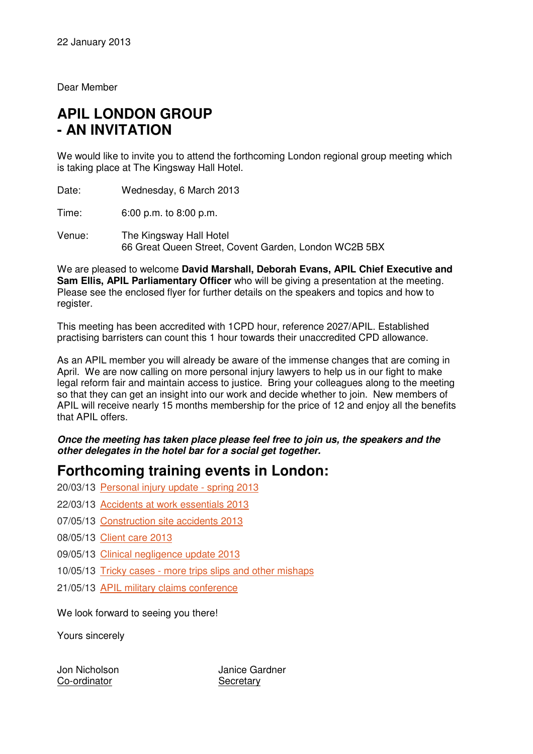22 January 2013

Dear Member

# APIL LONDON GROUP
# - AN INVITATION

We would like to invite you to attend the forthcoming London regional group meeting which is taking place at The Kingsway Hall Hotel.

Date: Wednesday, 6 March 2013

Time: 6:00 p.m. to 8:00 p.m.

Venue: The Kingsway Hall Hotel
66 Great Queen Street, Covent Garden, London WC2B 5BX

We are pleased to welcome **David Marshall, Deborah Evans, APIL Chief Executive and Sam Ellis, APIL Parliamentary Officer** who will be giving a presentation at the meeting. Please see the enclosed flyer for further details on the speakers and topics and how to register.

This meeting has been accredited with 1CPD hour, reference 2027/APIL. Established practising barristers can count this 1 hour towards their unaccredited CPD allowance.

As an APIL member you will already be aware of the immense changes that are coming in April. We are now calling on more personal injury lawyers to help us in our fight to make legal reform fair and maintain access to justice. Bring your colleagues along to the meeting so that they can get an insight into our work and decide whether to join. New members of APIL will receive nearly 15 months membership for the price of 12 and enjoy all the benefits that APIL offers.

***Once the meeting has taken place please feel free to join us, the speakers and the other delegates in the hotel bar for a social get together.***

## Forthcoming training events in London:

20/03/13 Personal injury update - spring 2013

22/03/13 Accidents at work essentials 2013

07/05/13 Construction site accidents 2013

08/05/13 Client care 2013

09/05/13 Clinical negligence update 2013

10/05/13 Tricky cases - more trips slips and other mishaps

21/05/13 APIL military claims conference

We look forward to seeing you there!

Yours sincerely

Jon Nicholson
Co-ordinator

Janice Gardner
Secretary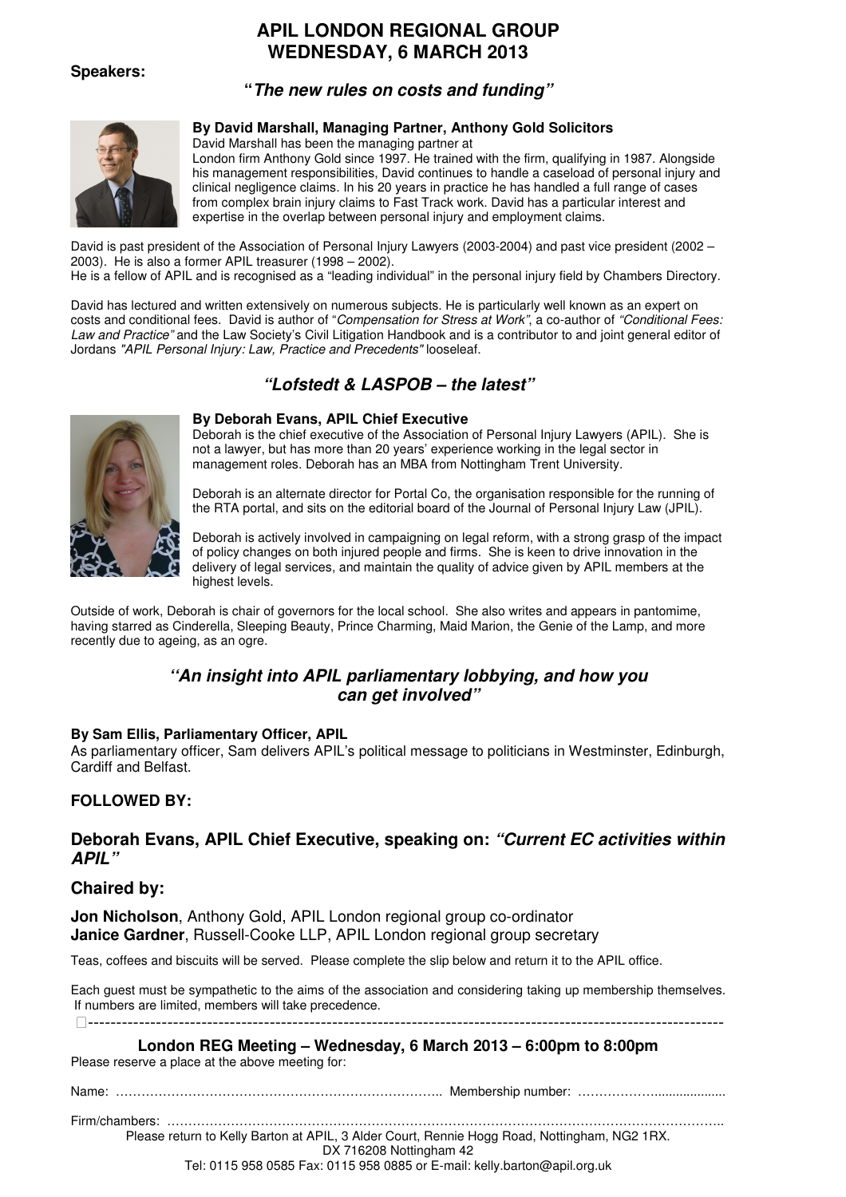# APIL LONDON REGIONAL GROUP
# WEDNESDAY, 6 MARCH 2013

**Speakers:**

## *"The new rules on costs and funding"*

**By David Marshall, Managing Partner, Anthony Gold Solicitors**

David Marshall has been the managing partner at London firm Anthony Gold since 1997. He trained with the firm, qualifying in 1987. Alongside his management responsibilities, David continues to handle a caseload of personal injury and clinical negligence claims. In his 20 years in practice he has handled a full range of cases from complex brain injury claims to Fast Track work. David has a particular interest and expertise in the overlap between personal injury and employment claims.

David is past president of the Association of Personal Injury Lawyers (2003-2004) and past vice president (2002 – 2003). He is also a former APIL treasurer (1998 – 2002).
He is a fellow of APIL and is recognised as a "leading individual" in the personal injury field by Chambers Directory.

David has lectured and written extensively on numerous subjects. He is particularly well known as an expert on costs and conditional fees. David is author of "*Compensation for Stress at Work*", a co-author of *"Conditional Fees: Law and Practice"* and the Law Society's Civil Litigation Handbook and is a contributor to and joint general editor of Jordans *"APIL Personal Injury: Law, Practice and Precedents"* looseleaf.

## *"Lofstedt & LASPOB – the latest"*

**By Deborah Evans, APIL Chief Executive**

Deborah is the chief executive of the Association of Personal Injury Lawyers (APIL). She is not a lawyer, but has more than 20 years' experience working in the legal sector in management roles. Deborah has an MBA from Nottingham Trent University.

Deborah is an alternate director for Portal Co, the organisation responsible for the running of the RTA portal, and sits on the editorial board of the Journal of Personal Injury Law (JPIL).

Deborah is actively involved in campaigning on legal reform, with a strong grasp of the impact of policy changes on both injured people and firms. She is keen to drive innovation in the delivery of legal services, and maintain the quality of advice given by APIL members at the highest levels.

Outside of work, Deborah is chair of governors for the local school. She also writes and appears in pantomime, having starred as Cinderella, Sleeping Beauty, Prince Charming, Maid Marion, the Genie of the Lamp, and more recently due to ageing, as an ogre.

## *"An insight into APIL parliamentary lobbying, and how you can get involved"*

**By Sam Ellis, Parliamentary Officer, APIL**

As parliamentary officer, Sam delivers APIL's political message to politicians in Westminster, Edinburgh, Cardiff and Belfast.

**FOLLOWED BY:**

### Deborah Evans, APIL Chief Executive, speaking on: *"Current EC activities within APIL"*

### Chaired by:

**Jon Nicholson**, Anthony Gold, APIL London regional group co-ordinator
**Janice Gardner**, Russell-Cooke LLP, APIL London regional group secretary

Teas, coffees and biscuits will be served. Please complete the slip below and return it to the APIL office.

Each guest must be sympathetic to the aims of the association and considering taking up membership themselves. If numbers are limited, members will take precedence.

---

**London REG Meeting – Wednesday, 6 March 2013 – 6:00pm to 8:00pm**

Please reserve a place at the above meeting for:

Name: ………………………………………………………………….. Membership number: ………………..................

Firm/chambers: ……………………………………………………………………………………………………………..

Please return to Kelly Barton at APIL, 3 Alder Court, Rennie Hogg Road, Nottingham, NG2 1RX.
DX 716208 Nottingham 42
Tel: 0115 958 0585 Fax: 0115 958 0885 or E-mail: kelly.barton@apil.org.uk